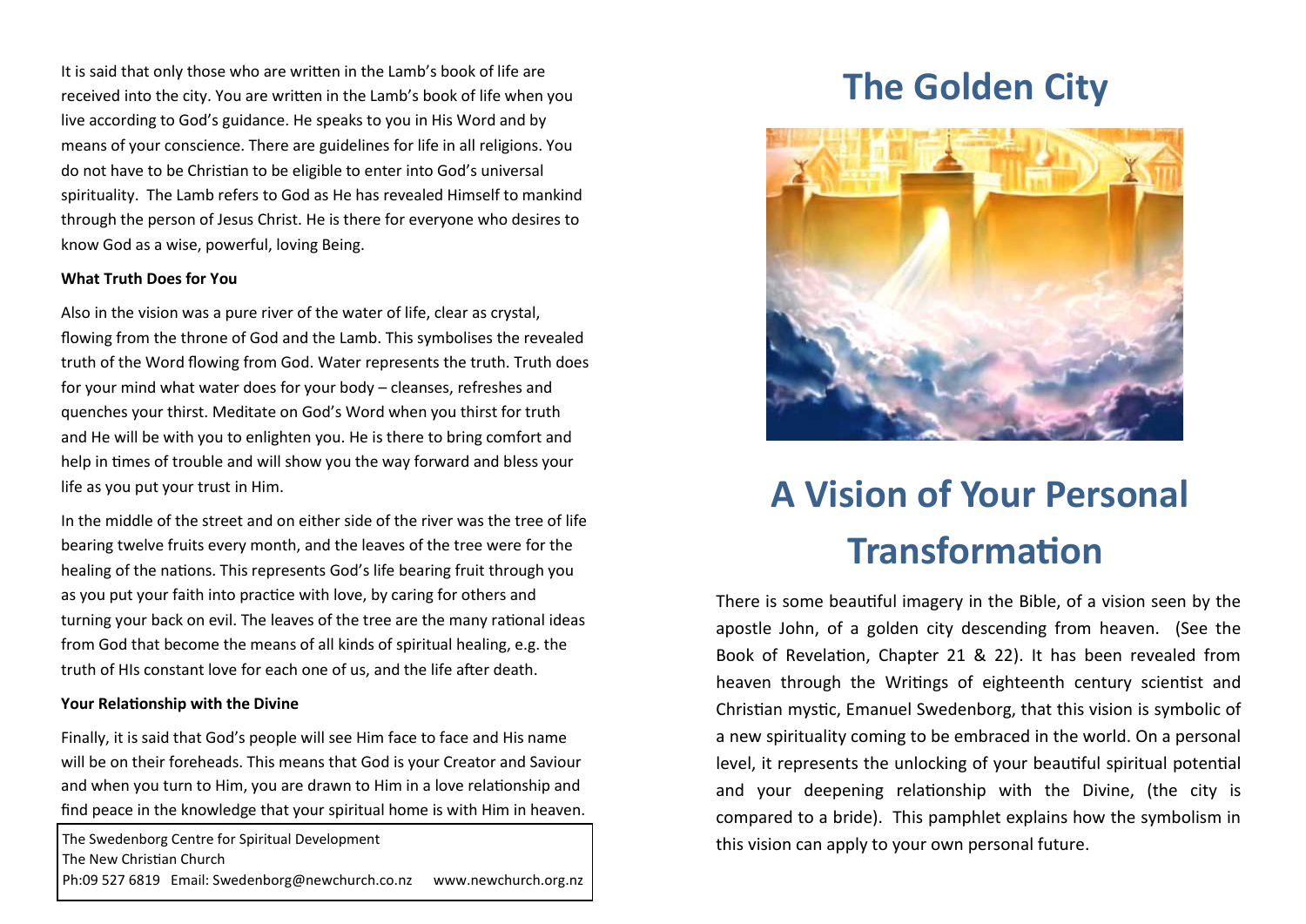# The Golden City

# A Vision of Your Personal Transformation

There is some beautiful imagery in the Bible, of a vision seen by the apostle John, of a golden city descending from heaven. (See the Book of Revelation, Chapter 21 & 22). It has been revealed from heaven through the Writings of eighteenth century scientist and Christian mystic, Emanuel Swedenborg, that this vision is symbolic of a new spirituality coming to be embraced in the world. On a personal level, it represents the unlocking of your beautiful spiritual potential and your deepening relationship with the Divine, (the city is compared to a bride). This pamphlet explains how the symbolism in this vision can apply to your own personal future.

It is said that only those who are written in the Lamb's book of life are received into the city. You are written in the Lamb's book of life when you live according to God's guidance. He speaks to you in His Word and by means of your conscience. There are guidelines for life in all religions. You do not have to be Christian to be eligible to enter into God's universal spirituality. The Lamb refers to God as He has revealed Himself to mankind through the person of Jesus Christ. He is there for everyone who desires to know God as a wise, powerful, loving Being.

**What Truth Does for You**

Also in the vision was a pure river of the water of life, clear as crystal, flowing from the throne of God and the Lamb. This symbolises the revealed truth of the Word flowing from God. Water represents the truth. Truth does for your mind what water does for your body – cleanses, refreshes and quenches your thirst. Meditate on God's Word when you thirst for truth and He will be with you to enlighten you. He is there to bring comfort and help in times of trouble and will show you the way forward and bless your life as you put your trust in Him.

In the middle of the street and on either side of the river was the tree of life bearing twelve fruits every month, and the leaves of the tree were for the healing of the nations. This represents God's life bearing fruit through you as you put your faith into practice with love, by caring for others and turning your back on evil. The leaves of the tree are the many rational ideas from God that become the means of all kinds of spiritual healing, e.g. the truth of HIs constant love for each one of us, and the life after death.

**Your Relationship with the Divine**

Finally, it is said that God's people will see Him face to face and His name will be on their foreheads. This means that God is your Creator and Saviour and when you turn to Him, you are drawn to Him in a love relationship and find peace in the knowledge that your spiritual home is with Him in heaven.

The Swedenborg Centre for Spiritual Development
The New Christian Church
Ph:09 527 6819 Email: Swedenborg@newchurch.co.nz www.newchurch.org.nz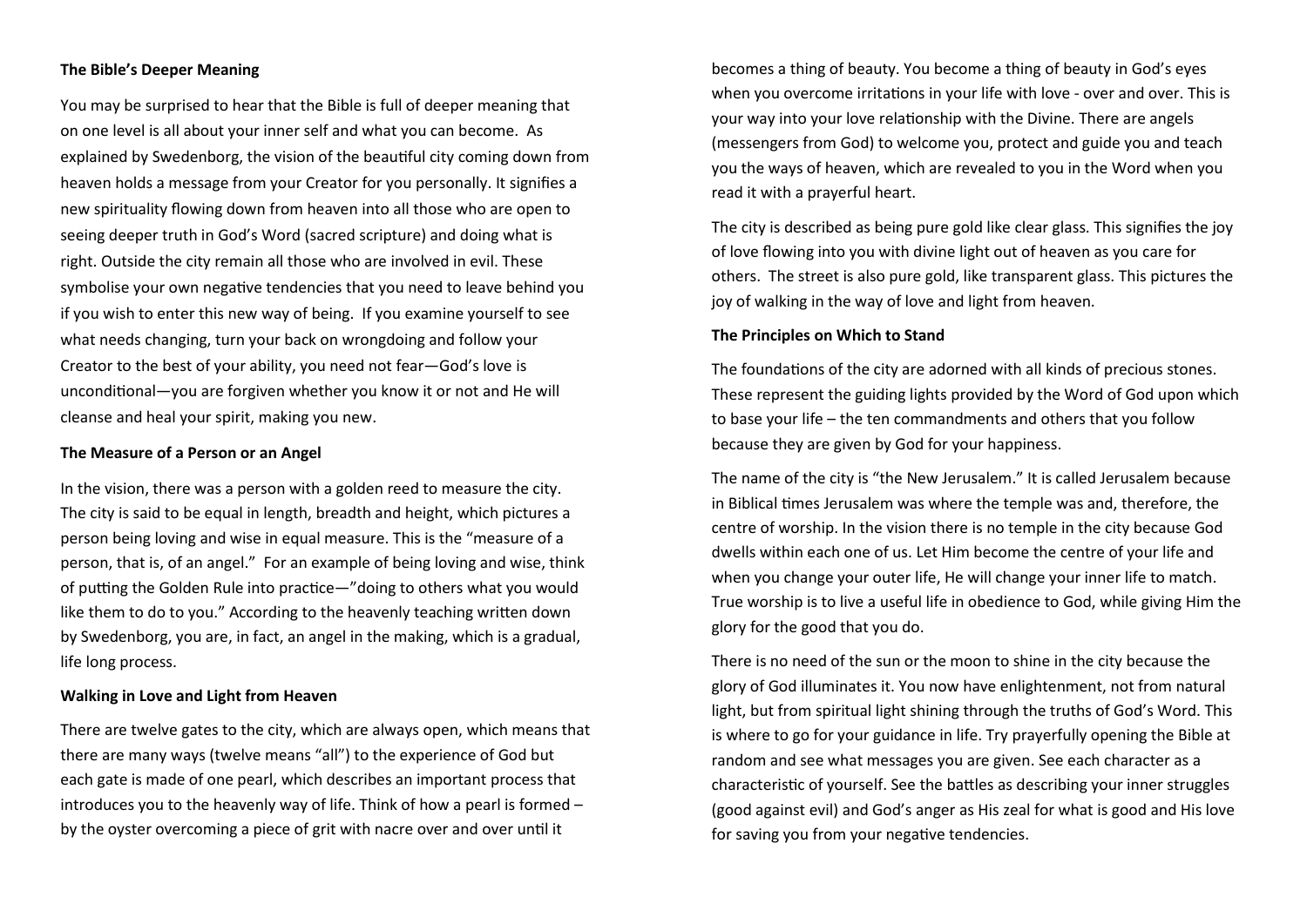### The Bible's Deeper Meaning

You may be surprised to hear that the Bible is full of deeper meaning that on one level is all about your inner self and what you can become. As explained by Swedenborg, the vision of the beautiful city coming down from heaven holds a message from your Creator for you personally. It signifies a new spirituality flowing down from heaven into all those who are open to seeing deeper truth in God's Word (sacred scripture) and doing what is right. Outside the city remain all those who are involved in evil. These symbolise your own negative tendencies that you need to leave behind you if you wish to enter this new way of being. If you examine yourself to see what needs changing, turn your back on wrongdoing and follow your Creator to the best of your ability, you need not fear—God's love is unconditional—you are forgiven whether you know it or not and He will cleanse and heal your spirit, making you new.

### The Measure of a Person or an Angel

In the vision, there was a person with a golden reed to measure the city. The city is said to be equal in length, breadth and height, which pictures a person being loving and wise in equal measure. This is the "measure of a person, that is, of an angel." For an example of being loving and wise, think of putting the Golden Rule into practice—"doing to others what you would like them to do to you." According to the heavenly teaching written down by Swedenborg, you are, in fact, an angel in the making, which is a gradual, life long process.

### Walking in Love and Light from Heaven

There are twelve gates to the city, which are always open, which means that there are many ways (twelve means "all") to the experience of God but each gate is made of one pearl, which describes an important process that introduces you to the heavenly way of life. Think of how a pearl is formed – by the oyster overcoming a piece of grit with nacre over and over until it becomes a thing of beauty. You become a thing of beauty in God's eyes when you overcome irritations in your life with love - over and over. This is your way into your love relationship with the Divine. There are angels (messengers from God) to welcome you, protect and guide you and teach you the ways of heaven, which are revealed to you in the Word when you read it with a prayerful heart.

The city is described as being pure gold like clear glass. This signifies the joy of love flowing into you with divine light out of heaven as you care for others. The street is also pure gold, like transparent glass. This pictures the joy of walking in the way of love and light from heaven.

### The Principles on Which to Stand

The foundations of the city are adorned with all kinds of precious stones. These represent the guiding lights provided by the Word of God upon which to base your life – the ten commandments and others that you follow because they are given by God for your happiness.

The name of the city is "the New Jerusalem." It is called Jerusalem because in Biblical times Jerusalem was where the temple was and, therefore, the centre of worship. In the vision there is no temple in the city because God dwells within each one of us. Let Him become the centre of your life and when you change your outer life, He will change your inner life to match. True worship is to live a useful life in obedience to God, while giving Him the glory for the good that you do.

There is no need of the sun or the moon to shine in the city because the glory of God illuminates it. You now have enlightenment, not from natural light, but from spiritual light shining through the truths of God's Word. This is where to go for your guidance in life. Try prayerfully opening the Bible at random and see what messages you are given. See each character as a characteristic of yourself. See the battles as describing your inner struggles (good against evil) and God's anger as His zeal for what is good and His love for saving you from your negative tendencies.